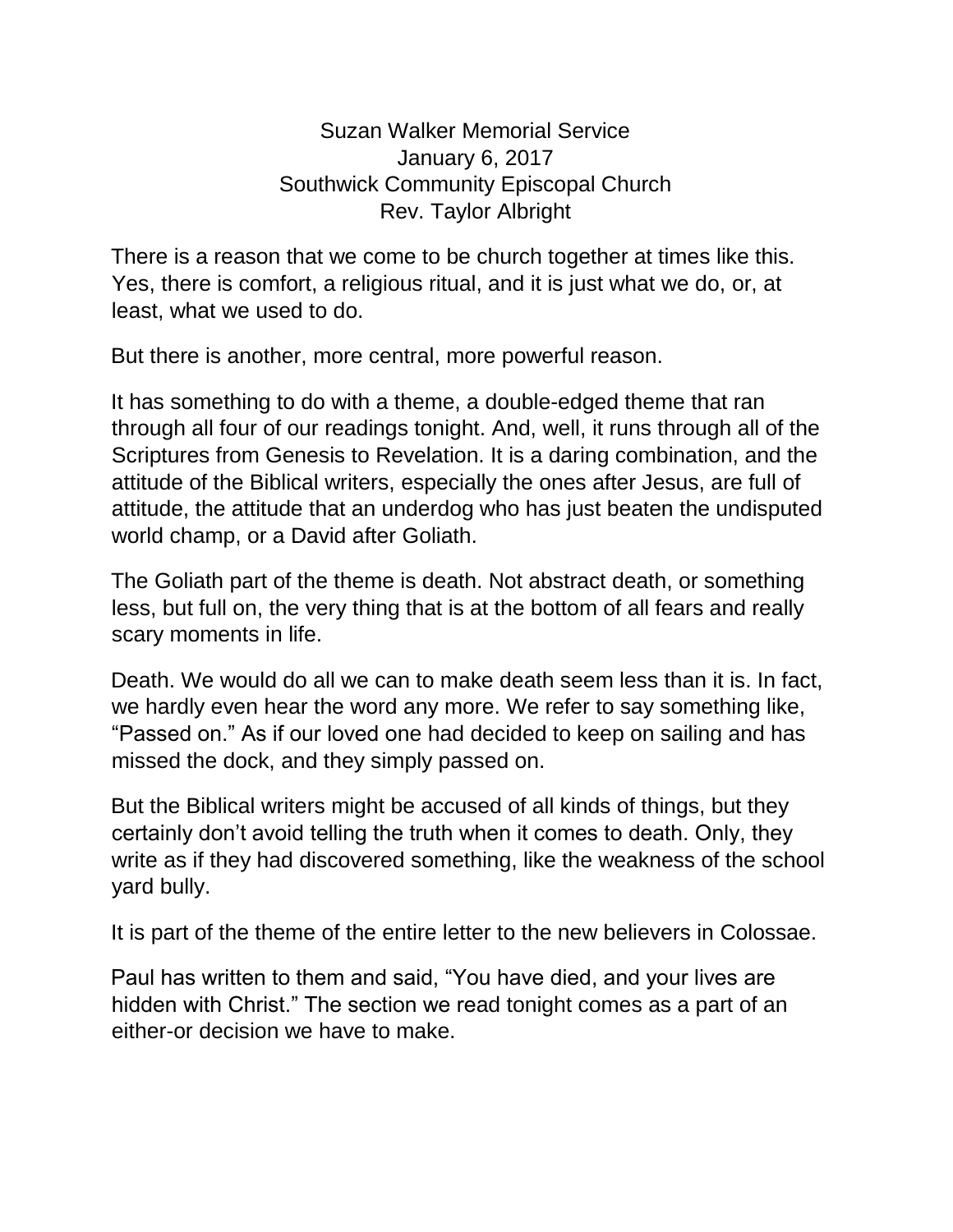Suzan Walker Memorial Service
January 6, 2017
Southwick Community Episcopal Church
Rev. Taylor Albright

There is a reason that we come to be church together at times like this. Yes, there is comfort, a religious ritual, and it is just what we do, or, at least, what we used to do.

But there is another, more central, more powerful reason.

It has something to do with a theme, a double-edged theme that ran through all four of our readings tonight. And, well, it runs through all of the Scriptures from Genesis to Revelation. It is a daring combination, and the attitude of the Biblical writers, especially the ones after Jesus, are full of attitude, the attitude that an underdog who has just beaten the undisputed world champ, or a David after Goliath.

The Goliath part of the theme is death. Not abstract death, or something less, but full on, the very thing that is at the bottom of all fears and really scary moments in life.

Death. We would do all we can to make death seem less than it is. In fact, we hardly even hear the word any more. We refer to say something like, "Passed on." As if our loved one had decided to keep on sailing and has missed the dock, and they simply passed on.

But the Biblical writers might be accused of all kinds of things, but they certainly don't avoid telling the truth when it comes to death. Only, they write as if they had discovered something, like the weakness of the school yard bully.

It is part of the theme of the entire letter to the new believers in Colossae.

Paul has written to them and said, "You have died, and your lives are hidden with Christ." The section we read tonight comes as a part of an either-or decision we have to make.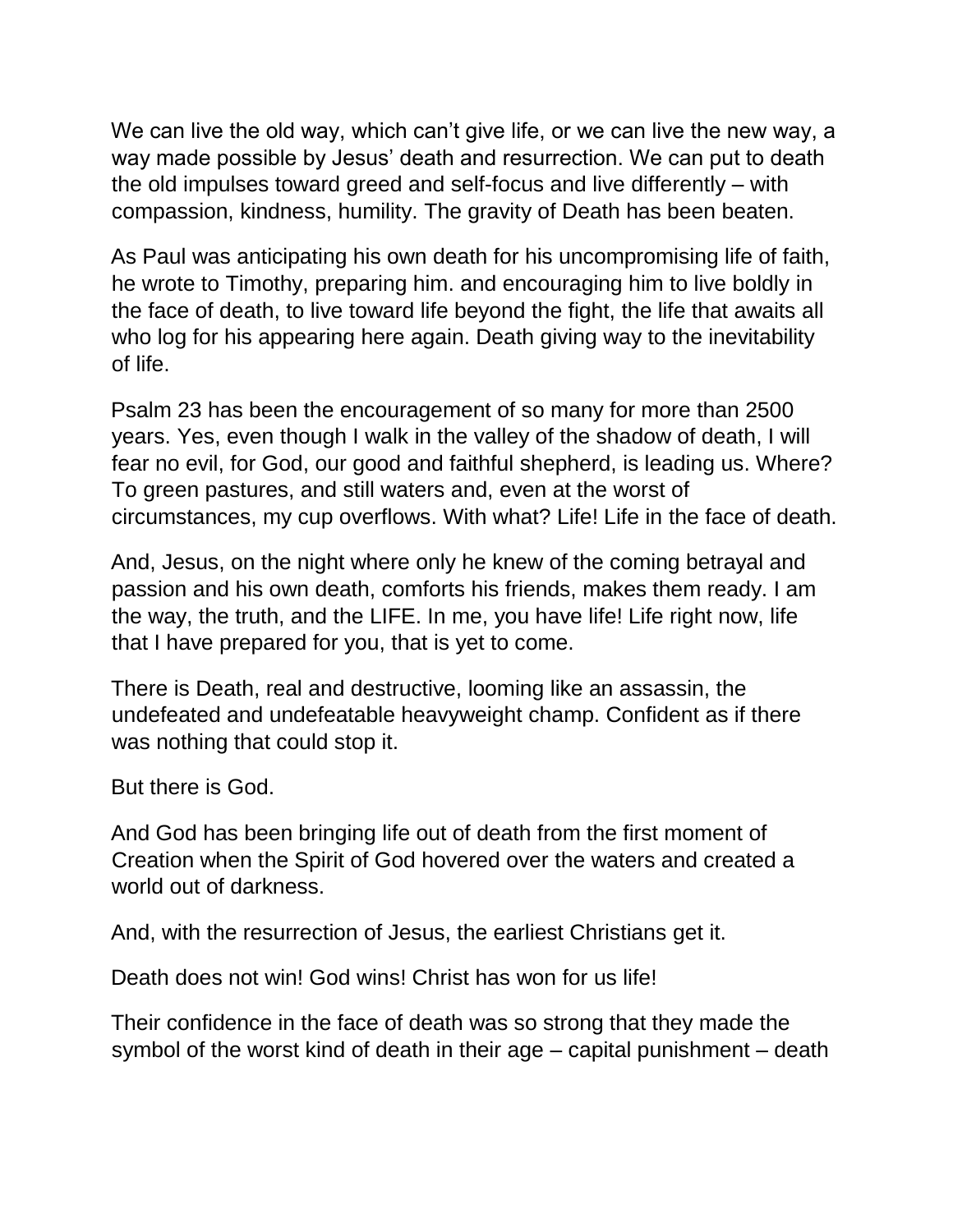We can live the old way, which can't give life, or we can live the new way, a way made possible by Jesus' death and resurrection. We can put to death the old impulses toward greed and self-focus and live differently – with compassion, kindness, humility. The gravity of Death has been beaten.

As Paul was anticipating his own death for his uncompromising life of faith, he wrote to Timothy, preparing him. and encouraging him to live boldly in the face of death, to live toward life beyond the fight, the life that awaits all who log for his appearing here again. Death giving way to the inevitability of life.

Psalm 23 has been the encouragement of so many for more than 2500 years. Yes, even though I walk in the valley of the shadow of death, I will fear no evil, for God, our good and faithful shepherd, is leading us. Where? To green pastures, and still waters and, even at the worst of circumstances, my cup overflows. With what? Life! Life in the face of death.

And, Jesus, on the night where only he knew of the coming betrayal and passion and his own death, comforts his friends, makes them ready. I am the way, the truth, and the LIFE. In me, you have life! Life right now, life that I have prepared for you, that is yet to come.

There is Death, real and destructive, looming like an assassin, the undefeated and undefeatable heavyweight champ. Confident as if there was nothing that could stop it.

But there is God.

And God has been bringing life out of death from the first moment of Creation when the Spirit of God hovered over the waters and created a world out of darkness.

And, with the resurrection of Jesus, the earliest Christians get it.

Death does not win! God wins! Christ has won for us life!

Their confidence in the face of death was so strong that they made the symbol of the worst kind of death in their age – capital punishment – death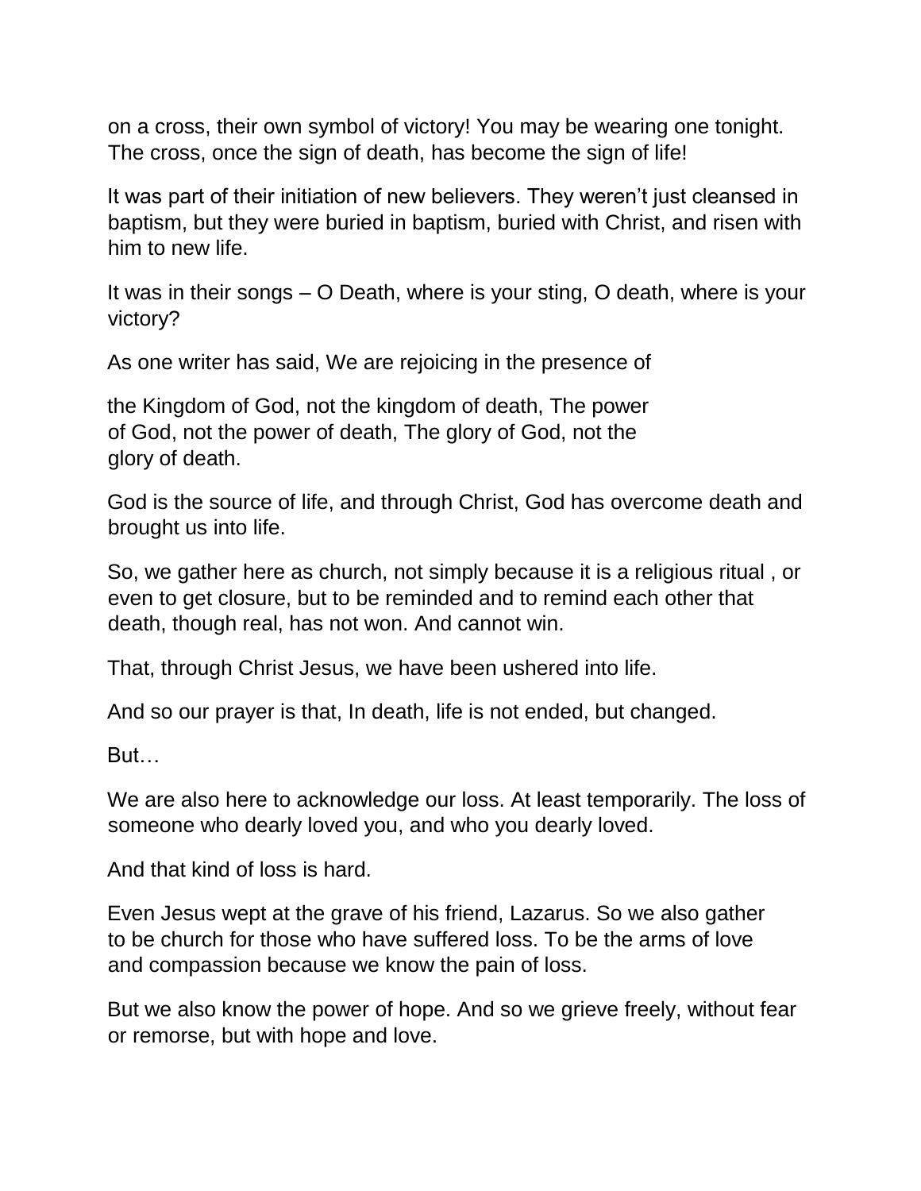on a cross, their own symbol of victory! You may be wearing one tonight. The cross, once the sign of death, has become the sign of life!

It was part of their initiation of new believers. They weren't just cleansed in baptism, but they were buried in baptism, buried with Christ, and risen with him to new life.

It was in their songs – O Death, where is your sting, O death, where is your victory?

As one writer has said, We are rejoicing in the presence of

the Kingdom of God, not the kingdom of death, The power of God, not the power of death, The glory of God, not the glory of death.

God is the source of life, and through Christ, God has overcome death and brought us into life.

So, we gather here as church, not simply because it is a religious ritual , or even to get closure, but to be reminded and to remind each other that death, though real, has not won. And cannot win.

That, through Christ Jesus, we have been ushered into life.

And so our prayer is that, In death, life is not ended, but changed.

But…

We are also here to acknowledge our loss. At least temporarily. The loss of someone who dearly loved you, and who you dearly loved.

And that kind of loss is hard.

Even Jesus wept at the grave of his friend, Lazarus. So we also gather to be church for those who have suffered loss. To be the arms of love and compassion because we know the pain of loss.

But we also know the power of hope. And so we grieve freely, without fear or remorse, but with hope and love.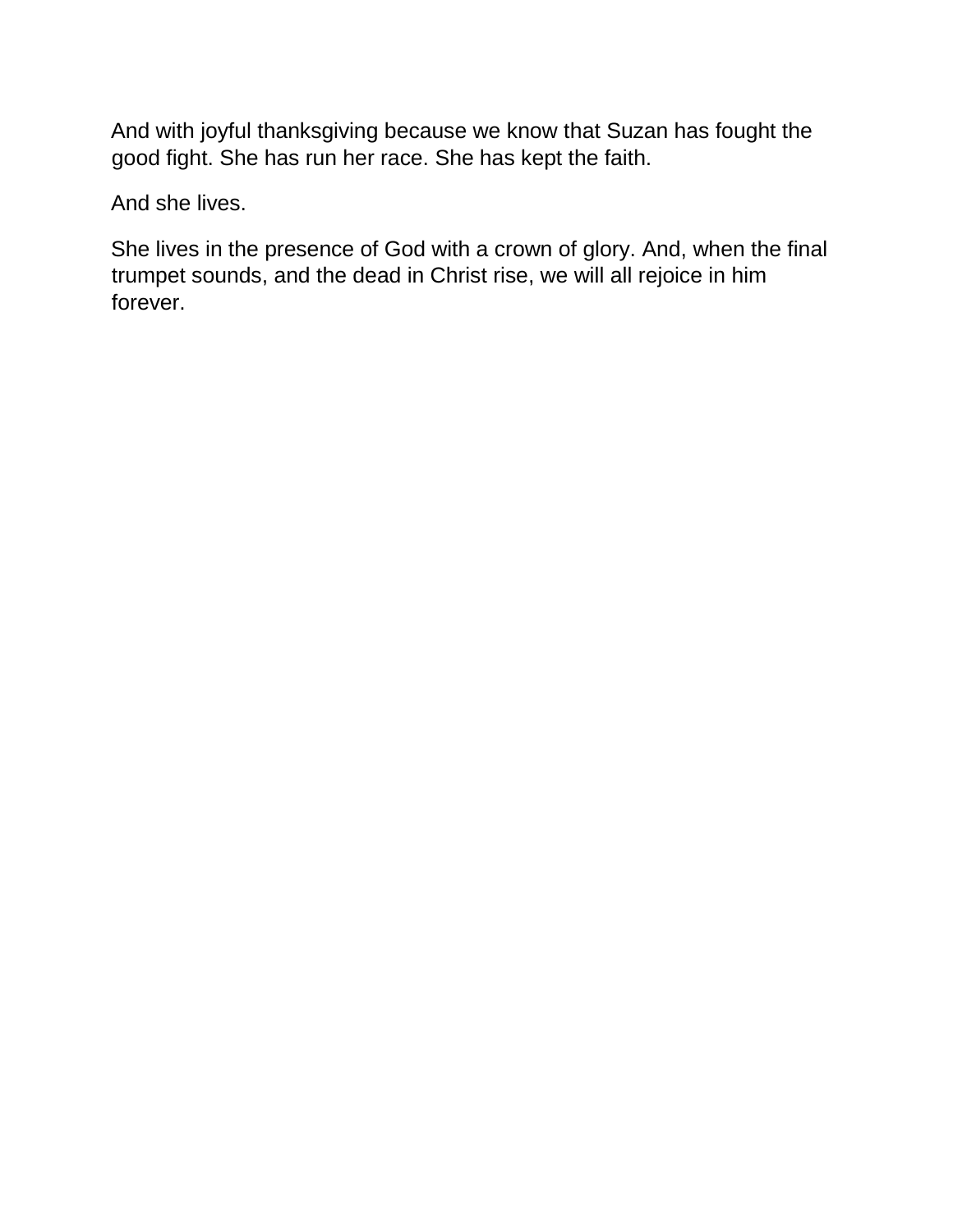And with joyful thanksgiving because we know that Suzan has fought the good fight. She has run her race. She has kept the faith.

And she lives.

She lives in the presence of God with a crown of glory. And, when the final trumpet sounds, and the dead in Christ rise, we will all rejoice in him forever.